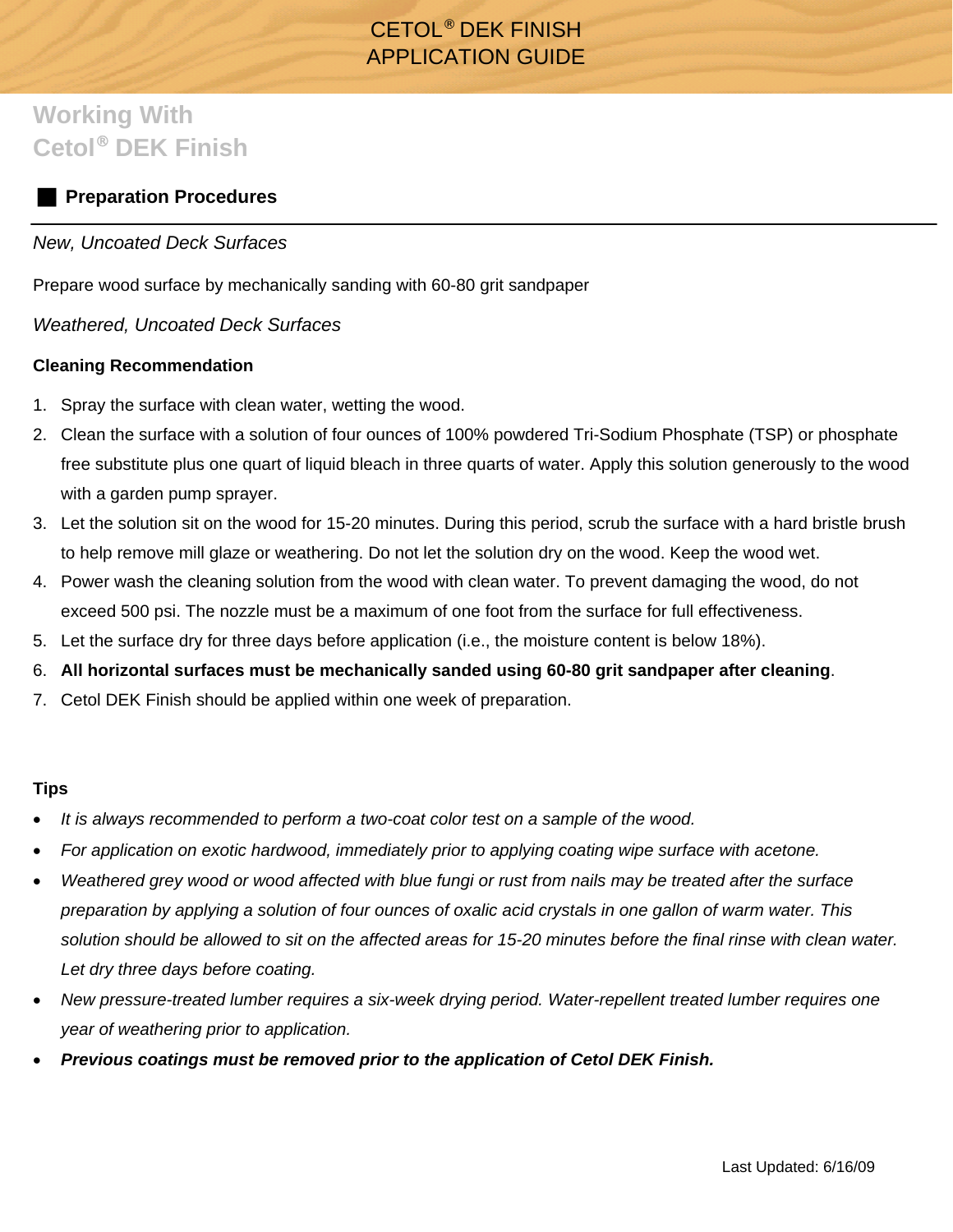# CETOL® DEK FINISH APPLICATION GUIDE

## Working With Cetol® DEK Finish

### Preparation Procedures

*New, Uncoated Deck Surfaces*

Prepare wood surface by mechanically sanding with 60-80 grit sandpaper

*Weathered, Uncoated Deck Surfaces*

**Cleaning Recommendation**

1. Spray the surface with clean water, wetting the wood.
2. Clean the surface with a solution of four ounces of 100% powdered Tri-Sodium Phosphate (TSP) or phosphate free substitute plus one quart of liquid bleach in three quarts of water. Apply this solution generously to the wood with a garden pump sprayer.
3. Let the solution sit on the wood for 15-20 minutes. During this period, scrub the surface with a hard bristle brush to help remove mill glaze or weathering. Do not let the solution dry on the wood. Keep the wood wet.
4. Power wash the cleaning solution from the wood with clean water. To prevent damaging the wood, do not exceed 500 psi. The nozzle must be a maximum of one foot from the surface for full effectiveness.
5. Let the surface dry for three days before application (i.e., the moisture content is below 18%).
6. **All horizontal surfaces must be mechanically sanded using 60-80 grit sandpaper after cleaning**.
7. Cetol DEK Finish should be applied within one week of preparation.

**Tips**

- *It is always recommended to perform a two-coat color test on a sample of the wood.*
- *For application on exotic hardwood, immediately prior to applying coating wipe surface with acetone.*
- *Weathered grey wood or wood affected with blue fungi or rust from nails may be treated after the surface preparation by applying a solution of four ounces of oxalic acid crystals in one gallon of warm water. This solution should be allowed to sit on the affected areas for 15-20 minutes before the final rinse with clean water. Let dry three days before coating.*
- *New pressure-treated lumber requires a six-week drying period. Water-repellent treated lumber requires one year of weathering prior to application.*
- ***Previous coatings must be removed prior to the application of Cetol DEK Finish.***

Last Updated: 6/16/09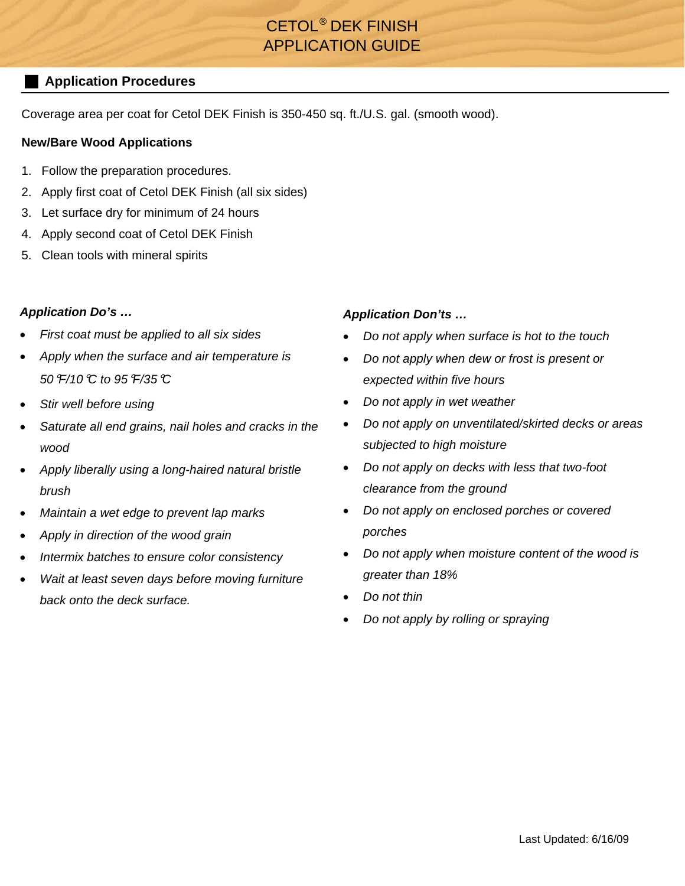# CETOL® DEK FINISH APPLICATION GUIDE

## Application Procedures

Coverage area per coat for Cetol DEK Finish is 350-450 sq. ft./U.S. gal. (smooth wood).

**New/Bare Wood Applications**

1. Follow the preparation procedures.
2. Apply first coat of Cetol DEK Finish (all six sides)
3. Let surface dry for minimum of 24 hours
4. Apply second coat of Cetol DEK Finish
5. Clean tools with mineral spirits

***Application Do's …***

- *First coat must be applied to all six sides*
- *Apply when the surface and air temperature is 50°F/10°C to 95°F/35°C*
- *Stir well before using*
- *Saturate all end grains, nail holes and cracks in the wood*
- *Apply liberally using a long-haired natural bristle brush*
- *Maintain a wet edge to prevent lap marks*
- *Apply in direction of the wood grain*
- *Intermix batches to ensure color consistency*
- *Wait at least seven days before moving furniture back onto the deck surface.*

***Application Don'ts …***

- *Do not apply when surface is hot to the touch*
- *Do not apply when dew or frost is present or expected within five hours*
- *Do not apply in wet weather*
- *Do not apply on unventilated/skirted decks or areas subjected to high moisture*
- *Do not apply on decks with less that two-foot clearance from the ground*
- *Do not apply on enclosed porches or covered porches*
- *Do not apply when moisture content of the wood is greater than 18%*
- *Do not thin*
- *Do not apply by rolling or spraying*

Last Updated: 6/16/09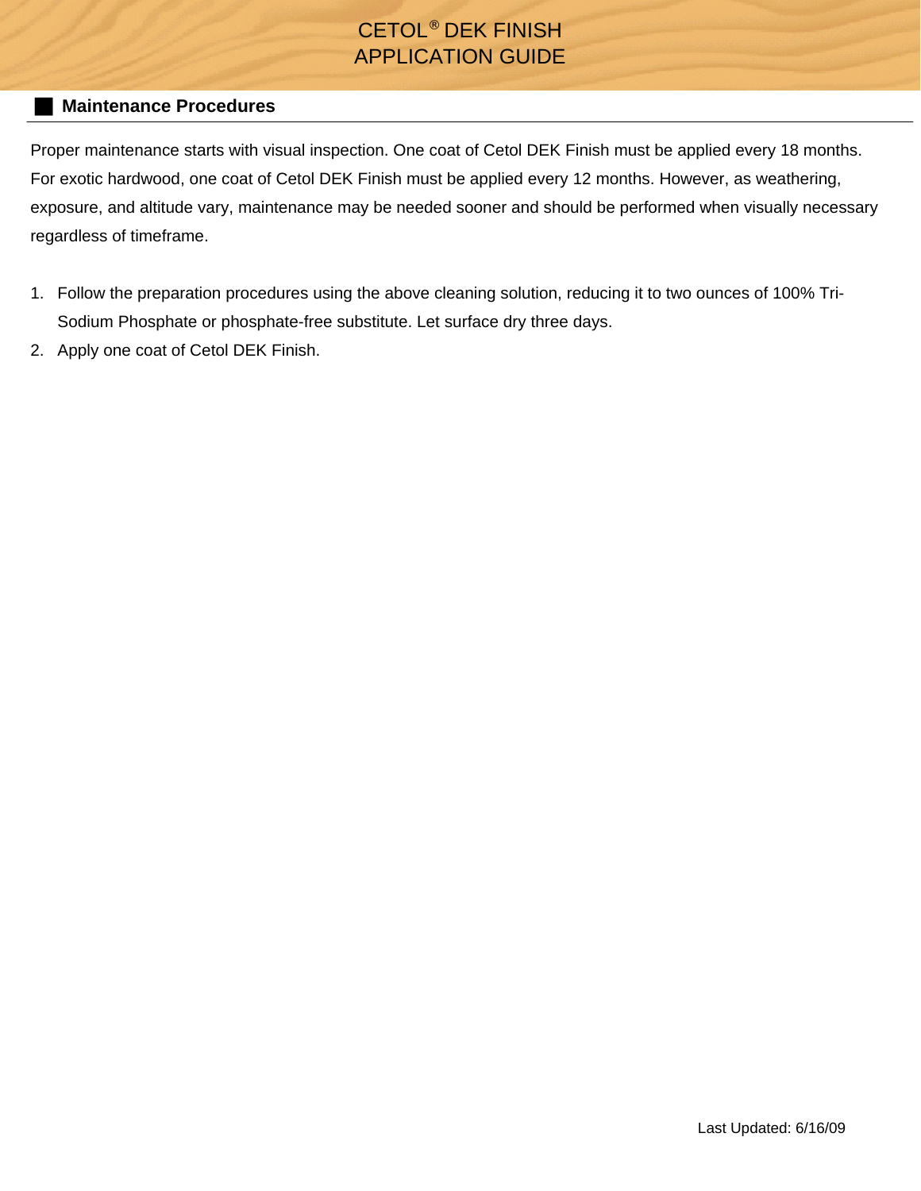## Maintenance Procedures

Proper maintenance starts with visual inspection. One coat of Cetol DEK Finish must be applied every 18 months. For exotic hardwood, one coat of Cetol DEK Finish must be applied every 12 months. However, as weathering, exposure, and altitude vary, maintenance may be needed sooner and should be performed when visually necessary regardless of timeframe.

1. Follow the preparation procedures using the above cleaning solution, reducing it to two ounces of 100% Tri-Sodium Phosphate or phosphate-free substitute. Let surface dry three days.
2. Apply one coat of Cetol DEK Finish.

Last Updated: 6/16/09